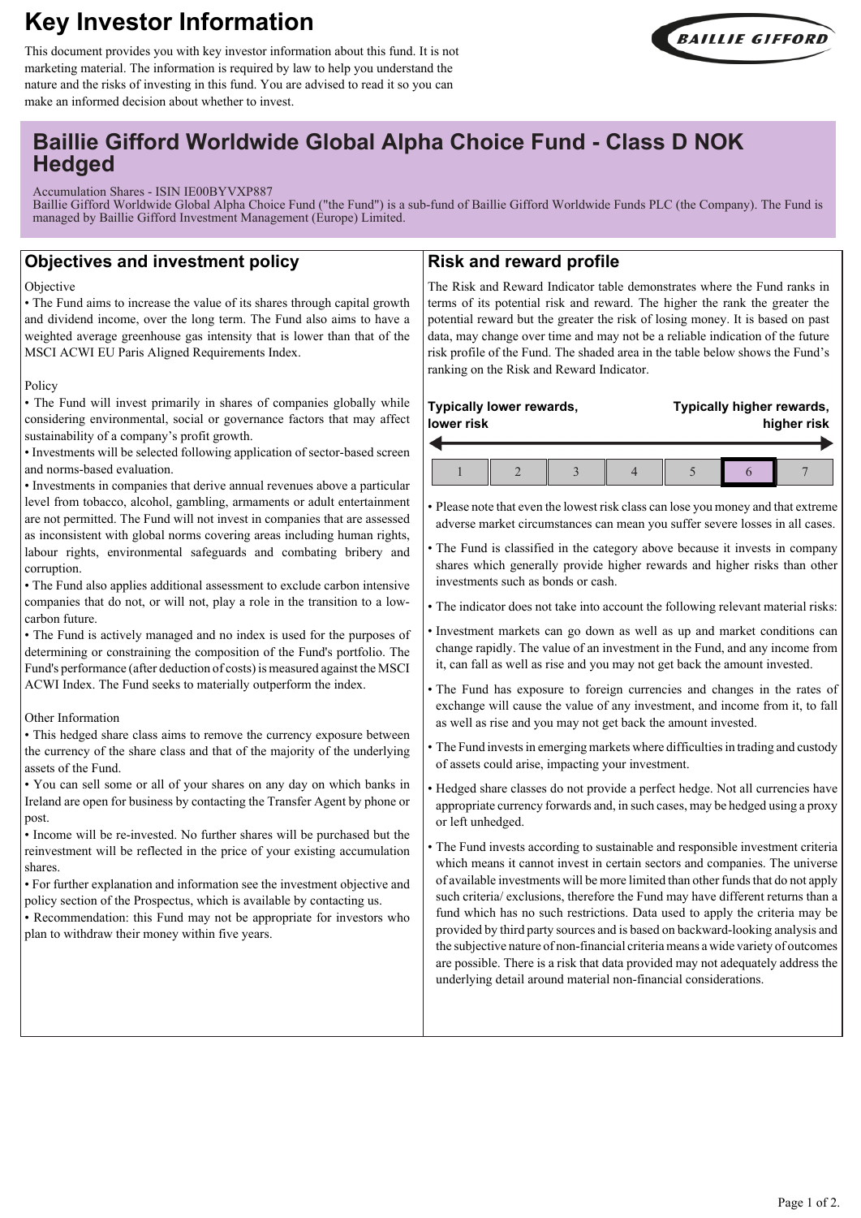# Key Investor Information

This document provides you with key investor information about this fund. It is not marketing material. The information is required by law to help you understand the nature and the risks of investing in this fund. You are advised to read it so you can make an informed decision about whether to invest.

## Baillie Gifford Worldwide Global Alpha Choice Fund - Class D NOK Hedged

Accumulation Shares - ISIN IE00BYVXP887

Baillie Gifford Worldwide Global Alpha Choice Fund ("the Fund") is a sub-fund of Baillie Gifford Worldwide Funds PLC (the Company). The Fund is managed by Baillie Gifford Investment Management (Europe) Limited.

## Objectives and investment policy

Objective

- The Fund aims to increase the value of its shares through capital growth and dividend income, over the long term. The Fund also aims to have a weighted average greenhouse gas intensity that is lower than that of the MSCI ACWI EU Paris Aligned Requirements Index.

Policy

- The Fund will invest primarily in shares of companies globally while considering environmental, social or governance factors that may affect sustainability of a company's profit growth.
- Investments will be selected following application of sector-based screen and norms-based evaluation.
- Investments in companies that derive annual revenues above a particular level from tobacco, alcohol, gambling, armaments or adult entertainment are not permitted. The Fund will not invest in companies that are assessed as inconsistent with global norms covering areas including human rights, labour rights, environmental safeguards and combating bribery and corruption.
- The Fund also applies additional assessment to exclude carbon intensive companies that do not, or will not, play a role in the transition to a low-carbon future.
- The Fund is actively managed and no index is used for the purposes of determining or constraining the composition of the Fund's portfolio. The Fund's performance (after deduction of costs) is measured against the MSCI ACWI Index. The Fund seeks to materially outperform the index.

Other Information

- This hedged share class aims to remove the currency exposure between the currency of the share class and that of the majority of the underlying assets of the Fund.
- You can sell some or all of your shares on any day on which banks in Ireland are open for business by contacting the Transfer Agent by phone or post.
- Income will be re-invested. No further shares will be purchased but the reinvestment will be reflected in the price of your existing accumulation shares.
- For further explanation and information see the investment objective and policy section of the Prospectus, which is available by contacting us.
- Recommendation: this Fund may not be appropriate for investors who plan to withdraw their money within five years.

## Risk and reward profile

The Risk and Reward Indicator table demonstrates where the Fund ranks in terms of its potential risk and reward. The higher the rank the greater the potential reward but the greater the risk of losing money. It is based on past data, may change over time and may not be a reliable indication of the future risk profile of the Fund. The shaded area in the table below shows the Fund's ranking on the Risk and Reward Indicator.

**Typically lower rewards, lower risk** ← → **Typically higher rewards, higher risk**

| 1 | 2 | 3 | 4 | 5 | **6** | 7 |
|---|---|---|---|---|---|---|

- Please note that even the lowest risk class can lose you money and that extreme adverse market circumstances can mean you suffer severe losses in all cases.
- The Fund is classified in the category above because it invests in company shares which generally provide higher rewards and higher risks than other investments such as bonds or cash.
- The indicator does not take into account the following relevant material risks:
- Investment markets can go down as well as up and market conditions can change rapidly. The value of an investment in the Fund, and any income from it, can fall as well as rise and you may not get back the amount invested.
- The Fund has exposure to foreign currencies and changes in the rates of exchange will cause the value of any investment, and income from it, to fall as well as rise and you may not get back the amount invested.
- The Fund invests in emerging markets where difficulties in trading and custody of assets could arise, impacting your investment.
- Hedged share classes do not provide a perfect hedge. Not all currencies have appropriate currency forwards and, in such cases, may be hedged using a proxy or left unhedged.
- The Fund invests according to sustainable and responsible investment criteria which means it cannot invest in certain sectors and companies. The universe of available investments will be more limited than other funds that do not apply such criteria/ exclusions, therefore the Fund may have different returns than a fund which has no such restrictions. Data used to apply the criteria may be provided by third party sources and is based on backward-looking analysis and the subjective nature of non-financial criteria means a wide variety of outcomes are possible. There is a risk that data provided may not adequately address the underlying detail around material non-financial considerations.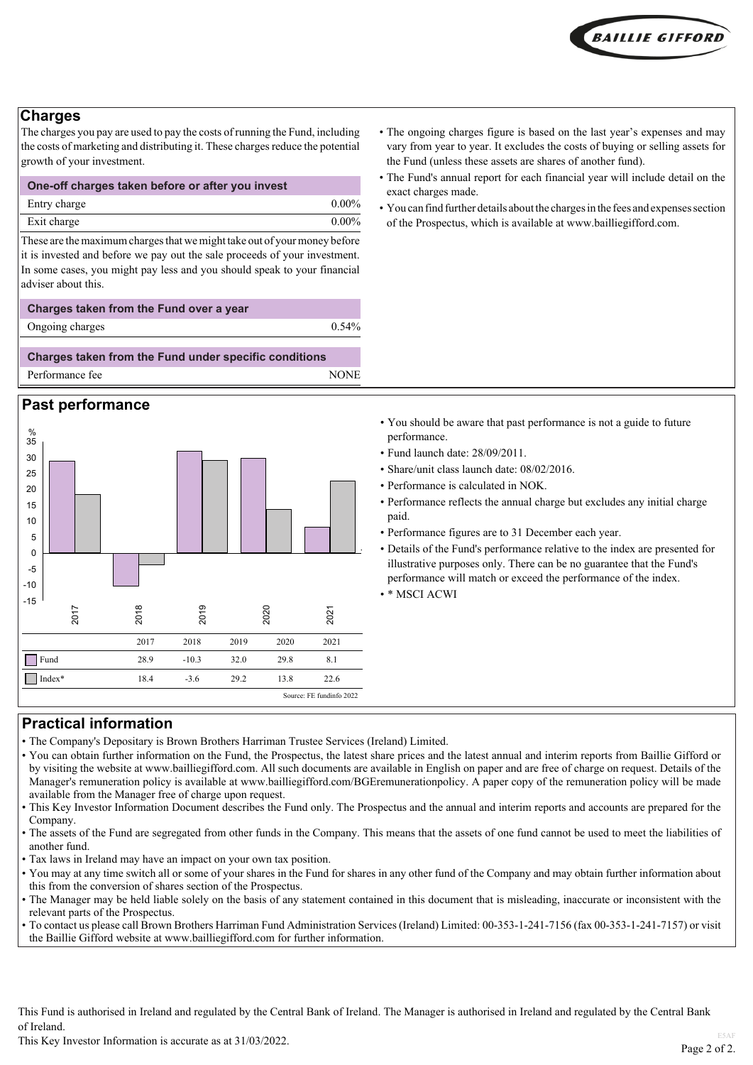## Charges

The charges you pay are used to pay the costs of running the Fund, including the costs of marketing and distributing it. These charges reduce the potential growth of your investment.

| One-off charges taken before or after you invest | |
|---|---|
| Entry charge | 0.00% |
| Exit charge | 0.00% |

These are the maximum charges that we might take out of your money before it is invested and before we pay out the sale proceeds of your investment. In some cases, you might pay less and you should speak to your financial adviser about this.

| Charges taken from the Fund over a year | |
|---|---|
| Ongoing charges | 0.54% |

| Charges taken from the Fund under specific conditions | |
|---|---|
| Performance fee | NONE |

- The ongoing charges figure is based on the last year's expenses and may vary from year to year. It excludes the costs of buying or selling assets for the Fund (unless these assets are shares of another fund).
- The Fund's annual report for each financial year will include detail on the exact charges made.
- You can find further details about the charges in the fees and expenses section of the Prospectus, which is available at www.bailliegifford.com.

## Past performance

%
35
30
25
20
15
10
5
0
-5
-10
-15

2017
2018
2019
2020
2021

| | 2017 | 2018 | 2019 | 2020 | 2021 |
|---|---|---|---|---|---|
| Fund | 28.9 | -10.3 | 32.0 | 29.8 | 8.1 |
| Index* | 18.4 | -3.6 | 29.2 | 13.8 | 22.6 |

Source: FE fundinfo 2022

- You should be aware that past performance is not a guide to future performance.
- Fund launch date: 28/09/2011.
- Share/unit class launch date: 08/02/2016.
- Performance is calculated in NOK.
- Performance reflects the annual charge but excludes any initial charge paid.
- Performance figures are to 31 December each year.
- Details of the Fund's performance relative to the index are presented for illustrative purposes only. There can be no guarantee that the Fund's performance will match or exceed the performance of the index.
- * MSCI ACWI

## Practical information

- The Company's Depositary is Brown Brothers Harriman Trustee Services (Ireland) Limited.
- You can obtain further information on the Fund, the Prospectus, the latest share prices and the latest annual and interim reports from Baillie Gifford or by visiting the website at www.bailliegifford.com. All such documents are available in English on paper and are free of charge on request. Details of the Manager's remuneration policy is available at www.bailliegifford.com/BGEremunerationpolicy. A paper copy of the remuneration policy will be made available from the Manager free of charge upon request.
- This Key Investor Information Document describes the Fund only. The Prospectus and the annual and interim reports and accounts are prepared for the Company.
- The assets of the Fund are segregated from other funds in the Company. This means that the assets of one fund cannot be used to meet the liabilities of another fund.
- Tax laws in Ireland may have an impact on your own tax position.
- You may at any time switch all or some of your shares in the Fund for shares in any other fund of the Company and may obtain further information about this from the conversion of shares section of the Prospectus.
- The Manager may be held liable solely on the basis of any statement contained in this document that is misleading, inaccurate or inconsistent with the relevant parts of the Prospectus.
- To contact us please call Brown Brothers Harriman Fund Administration Services (Ireland) Limited: 00-353-1-241-7156 (fax 00-353-1-241-7157) or visit the Baillie Gifford website at www.bailliegifford.com for further information.

This Fund is authorised in Ireland and regulated by the Central Bank of Ireland. The Manager is authorised in Ireland and regulated by the Central Bank of Ireland.

This Key Investor Information is accurate as at 31/03/2022.